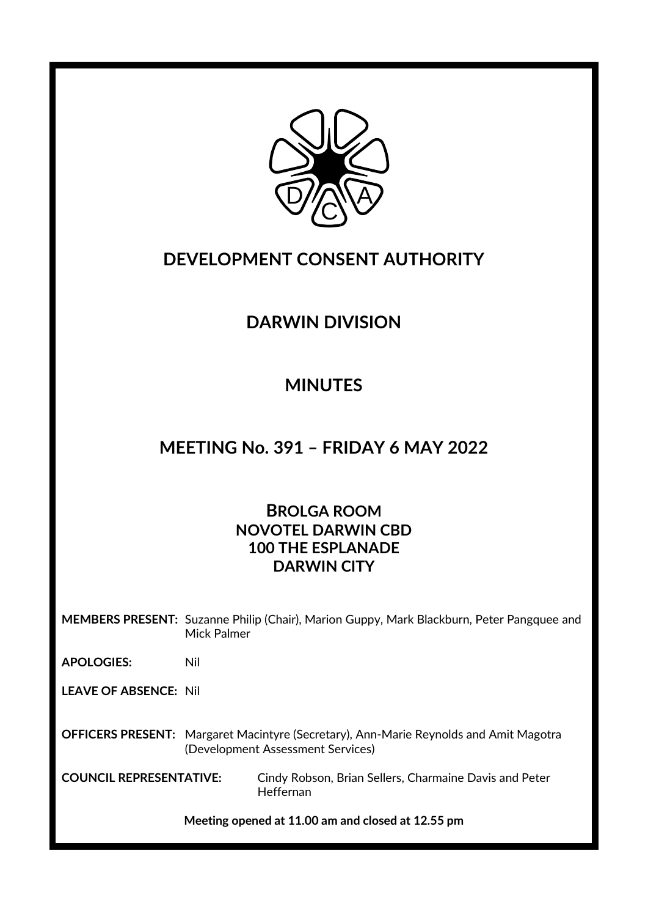# DEVELOPMENT CONSENT AUTHORITY

## DARWIN DIVISION

## MINUTES

## MEETING No. 391 – FRIDAY 6 MAY 2022

**BROLGA ROOM**
**NOVOTEL DARWIN CBD**
**100 THE ESPLANADE**
**DARWIN CITY**

**MEMBERS PRESENT:** Suzanne Philip (Chair), Marion Guppy, Mark Blackburn, Peter Pangquee and Mick Palmer

**APOLOGIES:** Nil

**LEAVE OF ABSENCE:** Nil

**OFFICERS PRESENT:** Margaret Macintyre (Secretary), Ann-Marie Reynolds and Amit Magotra (Development Assessment Services)

**COUNCIL REPRESENTATIVE:** Cindy Robson, Brian Sellers, Charmaine Davis and Peter Heffernan

**Meeting opened at 11.00 am and closed at 12.55 pm**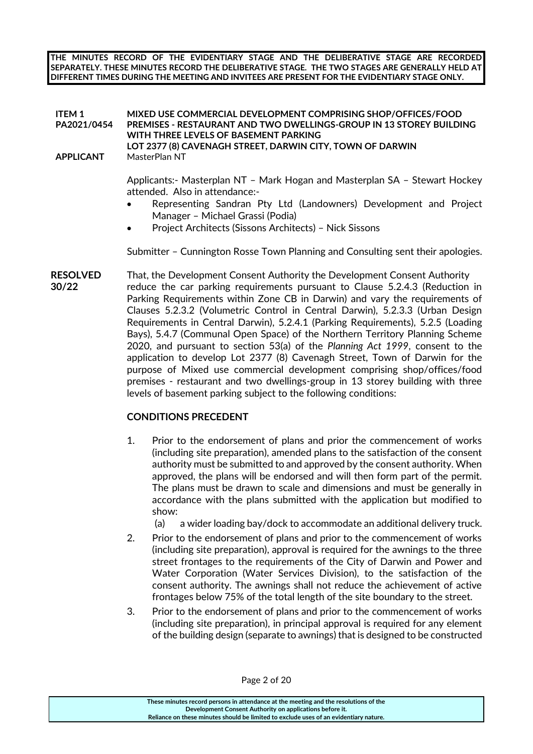**THE MINUTES RECORD OF THE EVIDENTIARY STAGE AND THE DELIBERATIVE STAGE ARE RECORDED SEPARATELY. THESE MINUTES RECORD THE DELIBERATIVE STAGE. THE TWO STAGES ARE GENERALLY HELD AT DIFFERENT TIMES DURING THE MEETING AND INVITEES ARE PRESENT FOR THE EVIDENTIARY STAGE ONLY.**

**ITEM 1**
**PA2021/0454**

**MIXED USE COMMERCIAL DEVELOPMENT COMPRISING SHOP/OFFICES/FOOD PREMISES - RESTAURANT AND TWO DWELLINGS-GROUP IN 13 STOREY BUILDING WITH THREE LEVELS OF BASEMENT PARKING**
**LOT 2377 (8) CAVENAGH STREET, DARWIN CITY, TOWN OF DARWIN**

**APPLICANT** MasterPlan NT

Applicants:- Masterplan NT – Mark Hogan and Masterplan SA – Stewart Hockey attended. Also in attendance:-

- Representing Sandran Pty Ltd (Landowners) Development and Project Manager – Michael Grassi (Podia)
- Project Architects (Sissons Architects) – Nick Sissons

Submitter – Cunnington Rosse Town Planning and Consulting sent their apologies.

**RESOLVED 30/22**

That, the Development Consent Authority the Development Consent Authority reduce the car parking requirements pursuant to Clause 5.2.4.3 (Reduction in Parking Requirements within Zone CB in Darwin) and vary the requirements of Clauses 5.2.3.2 (Volumetric Control in Central Darwin), 5.2.3.3 (Urban Design Requirements in Central Darwin), 5.2.4.1 (Parking Requirements), 5.2.5 (Loading Bays), 5.4.7 (Communal Open Space) of the Northern Territory Planning Scheme 2020, and pursuant to section 53(a) of the *Planning Act 1999*, consent to the application to develop Lot 2377 (8) Cavenagh Street, Town of Darwin for the purpose of Mixed use commercial development comprising shop/offices/food premises - restaurant and two dwellings-group in 13 storey building with three levels of basement parking subject to the following conditions:

**CONDITIONS PRECEDENT**

1. Prior to the endorsement of plans and prior the commencement of works (including site preparation), amended plans to the satisfaction of the consent authority must be submitted to and approved by the consent authority. When approved, the plans will be endorsed and will then form part of the permit. The plans must be drawn to scale and dimensions and must be generally in accordance with the plans submitted with the application but modified to show:
   (a) a wider loading bay/dock to accommodate an additional delivery truck.
2. Prior to the endorsement of plans and prior to the commencement of works (including site preparation), approval is required for the awnings to the three street frontages to the requirements of the City of Darwin and Power and Water Corporation (Water Services Division), to the satisfaction of the consent authority. The awnings shall not reduce the achievement of active frontages below 75% of the total length of the site boundary to the street.
3. Prior to the endorsement of plans and prior to the commencement of works (including site preparation), in principal approval is required for any element of the building design (separate to awnings) that is designed to be constructed

These minutes record persons in attendance at the meeting and the resolutions of the Development Consent Authority on applications before it.
Reliance on these minutes should be limited to exclude uses of an evidentiary nature.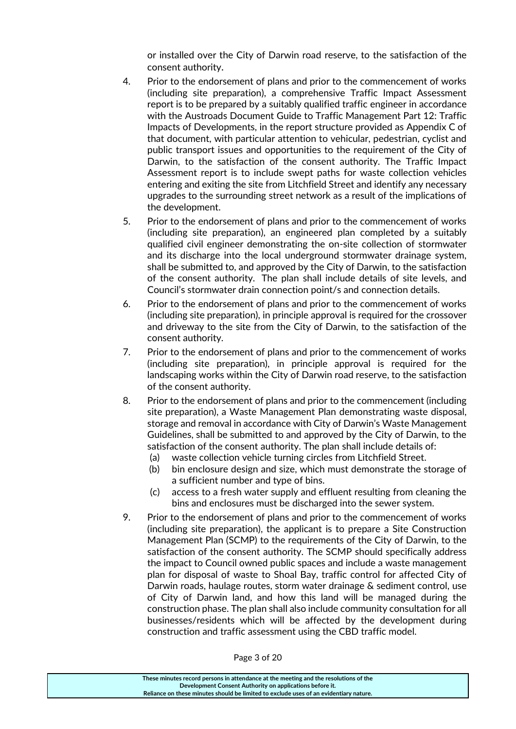or installed over the City of Darwin road reserve, to the satisfaction of the consent authority.

4. Prior to the endorsement of plans and prior to the commencement of works (including site preparation), a comprehensive Traffic Impact Assessment report is to be prepared by a suitably qualified traffic engineer in accordance with the Austroads Document Guide to Traffic Management Part 12: Traffic Impacts of Developments, in the report structure provided as Appendix C of that document, with particular attention to vehicular, pedestrian, cyclist and public transport issues and opportunities to the requirement of the City of Darwin, to the satisfaction of the consent authority. The Traffic Impact Assessment report is to include swept paths for waste collection vehicles entering and exiting the site from Litchfield Street and identify any necessary upgrades to the surrounding street network as a result of the implications of the development.

5. Prior to the endorsement of plans and prior to the commencement of works (including site preparation), an engineered plan completed by a suitably qualified civil engineer demonstrating the on-site collection of stormwater and its discharge into the local underground stormwater drainage system, shall be submitted to, and approved by the City of Darwin, to the satisfaction of the consent authority. The plan shall include details of site levels, and Council's stormwater drain connection point/s and connection details.

6. Prior to the endorsement of plans and prior to the commencement of works (including site preparation), in principle approval is required for the crossover and driveway to the site from the City of Darwin, to the satisfaction of the consent authority.

7. Prior to the endorsement of plans and prior to the commencement of works (including site preparation), in principle approval is required for the landscaping works within the City of Darwin road reserve, to the satisfaction of the consent authority.

8. Prior to the endorsement of plans and prior to the commencement (including site preparation), a Waste Management Plan demonstrating waste disposal, storage and removal in accordance with City of Darwin's Waste Management Guidelines, shall be submitted to and approved by the City of Darwin, to the satisfaction of the consent authority. The plan shall include details of:
   (a) waste collection vehicle turning circles from Litchfield Street.
   (b) bin enclosure design and size, which must demonstrate the storage of a sufficient number and type of bins.
   (c) access to a fresh water supply and effluent resulting from cleaning the bins and enclosures must be discharged into the sewer system.

9. Prior to the endorsement of plans and prior to the commencement of works (including site preparation), the applicant is to prepare a Site Construction Management Plan (SCMP) to the requirements of the City of Darwin, to the satisfaction of the consent authority. The SCMP should specifically address the impact to Council owned public spaces and include a waste management plan for disposal of waste to Shoal Bay, traffic control for affected City of Darwin roads, haulage routes, storm water drainage & sediment control, use of City of Darwin land, and how this land will be managed during the construction phase. The plan shall also include community consultation for all businesses/residents which will be affected by the development during construction and traffic assessment using the CBD traffic model.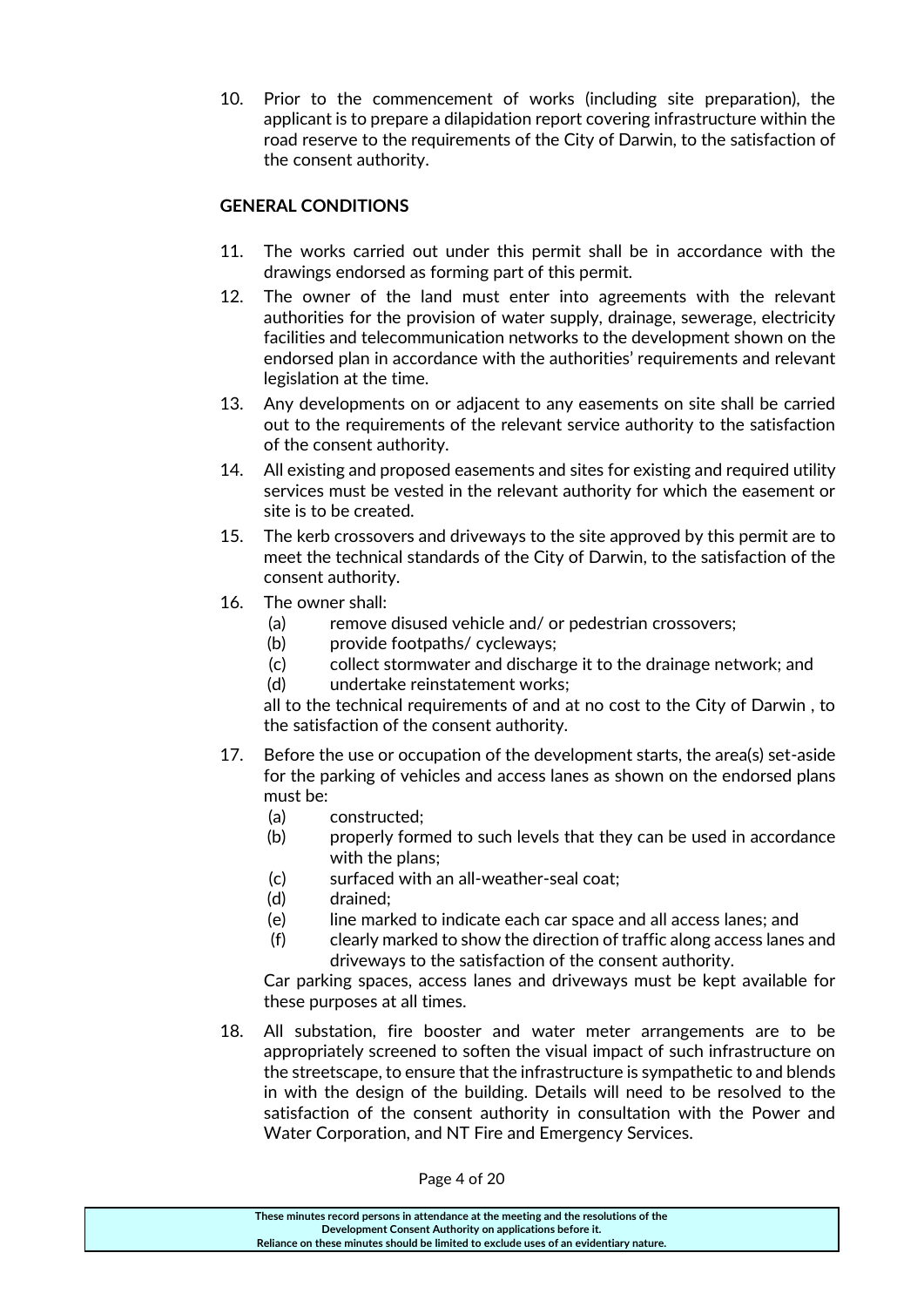10. Prior to the commencement of works (including site preparation), the applicant is to prepare a dilapidation report covering infrastructure within the road reserve to the requirements of the City of Darwin, to the satisfaction of the consent authority.

**GENERAL CONDITIONS**

11. The works carried out under this permit shall be in accordance with the drawings endorsed as forming part of this permit.
12. The owner of the land must enter into agreements with the relevant authorities for the provision of water supply, drainage, sewerage, electricity facilities and telecommunication networks to the development shown on the endorsed plan in accordance with the authorities' requirements and relevant legislation at the time.
13. Any developments on or adjacent to any easements on site shall be carried out to the requirements of the relevant service authority to the satisfaction of the consent authority.
14. All existing and proposed easements and sites for existing and required utility services must be vested in the relevant authority for which the easement or site is to be created.
15. The kerb crossovers and driveways to the site approved by this permit are to meet the technical standards of the City of Darwin, to the satisfaction of the consent authority.
16. The owner shall:
    (a) remove disused vehicle and/ or pedestrian crossovers;
    (b) provide footpaths/ cycleways;
    (c) collect stormwater and discharge it to the drainage network; and
    (d) undertake reinstatement works;

    all to the technical requirements of and at no cost to the City of Darwin , to the satisfaction of the consent authority.
17. Before the use or occupation of the development starts, the area(s) set-aside for the parking of vehicles and access lanes as shown on the endorsed plans must be:
    (a) constructed;
    (b) properly formed to such levels that they can be used in accordance with the plans;
    (c) surfaced with an all-weather-seal coat;
    (d) drained;
    (e) line marked to indicate each car space and all access lanes; and
    (f) clearly marked to show the direction of traffic along access lanes and driveways to the satisfaction of the consent authority.

    Car parking spaces, access lanes and driveways must be kept available for these purposes at all times.
18. All substation, fire booster and water meter arrangements are to be appropriately screened to soften the visual impact of such infrastructure on the streetscape, to ensure that the infrastructure is sympathetic to and blends in with the design of the building. Details will need to be resolved to the satisfaction of the consent authority in consultation with the Power and Water Corporation, and NT Fire and Emergency Services.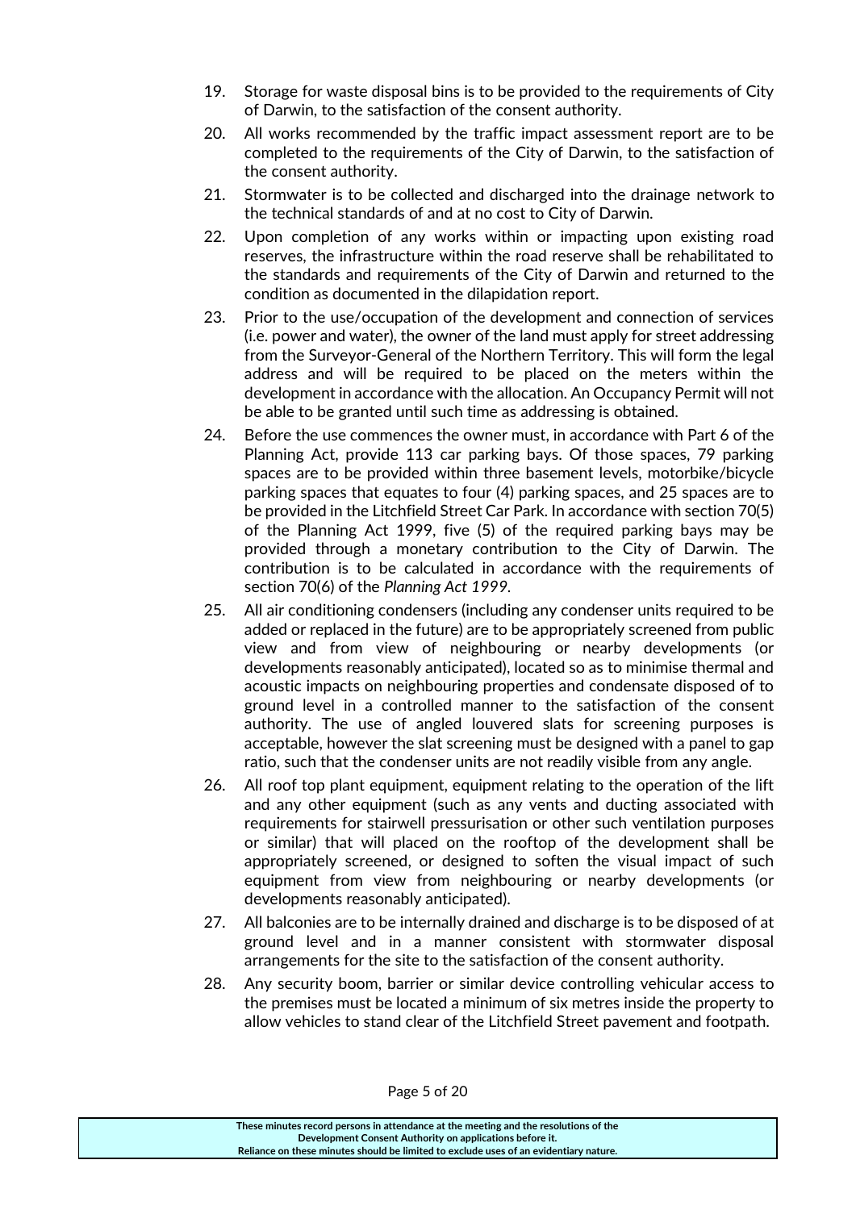19. Storage for waste disposal bins is to be provided to the requirements of City of Darwin, to the satisfaction of the consent authority.

20. All works recommended by the traffic impact assessment report are to be completed to the requirements of the City of Darwin, to the satisfaction of the consent authority.

21. Stormwater is to be collected and discharged into the drainage network to the technical standards of and at no cost to City of Darwin.

22. Upon completion of any works within or impacting upon existing road reserves, the infrastructure within the road reserve shall be rehabilitated to the standards and requirements of the City of Darwin and returned to the condition as documented in the dilapidation report.

23. Prior to the use/occupation of the development and connection of services (i.e. power and water), the owner of the land must apply for street addressing from the Surveyor-General of the Northern Territory. This will form the legal address and will be required to be placed on the meters within the development in accordance with the allocation. An Occupancy Permit will not be able to be granted until such time as addressing is obtained.

24. Before the use commences the owner must, in accordance with Part 6 of the Planning Act, provide 113 car parking bays. Of those spaces, 79 parking spaces are to be provided within three basement levels, motorbike/bicycle parking spaces that equates to four (4) parking spaces, and 25 spaces are to be provided in the Litchfield Street Car Park. In accordance with section 70(5) of the Planning Act 1999, five (5) of the required parking bays may be provided through a monetary contribution to the City of Darwin. The contribution is to be calculated in accordance with the requirements of section 70(6) of the *Planning Act 1999*.

25. All air conditioning condensers (including any condenser units required to be added or replaced in the future) are to be appropriately screened from public view and from view of neighbouring or nearby developments (or developments reasonably anticipated), located so as to minimise thermal and acoustic impacts on neighbouring properties and condensate disposed of to ground level in a controlled manner to the satisfaction of the consent authority. The use of angled louvered slats for screening purposes is acceptable, however the slat screening must be designed with a panel to gap ratio, such that the condenser units are not readily visible from any angle.

26. All roof top plant equipment, equipment relating to the operation of the lift and any other equipment (such as any vents and ducting associated with requirements for stairwell pressurisation or other such ventilation purposes or similar) that will placed on the rooftop of the development shall be appropriately screened, or designed to soften the visual impact of such equipment from view from neighbouring or nearby developments (or developments reasonably anticipated).

27. All balconies are to be internally drained and discharge is to be disposed of at ground level and in a manner consistent with stormwater disposal arrangements for the site to the satisfaction of the consent authority.

28. Any security boom, barrier or similar device controlling vehicular access to the premises must be located a minimum of six metres inside the property to allow vehicles to stand clear of the Litchfield Street pavement and footpath.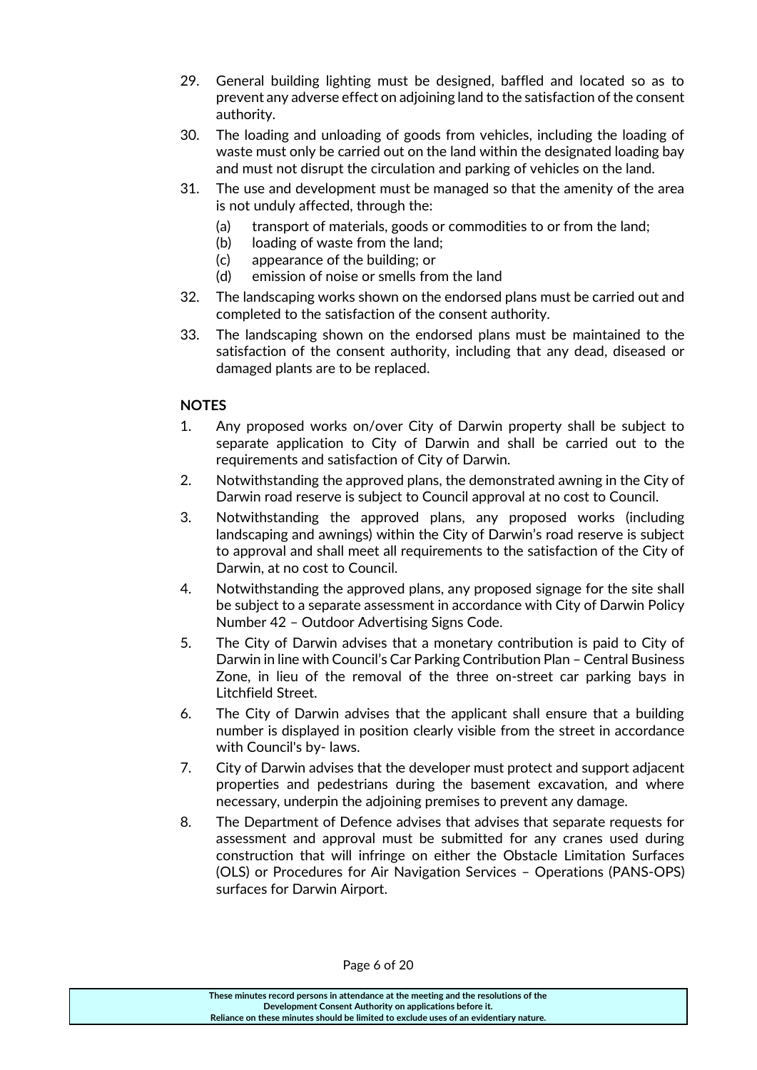29. General building lighting must be designed, baffled and located so as to prevent any adverse effect on adjoining land to the satisfaction of the consent authority.

30. The loading and unloading of goods from vehicles, including the loading of waste must only be carried out on the land within the designated loading bay and must not disrupt the circulation and parking of vehicles on the land.

31. The use and development must be managed so that the amenity of the area is not unduly affected, through the:
    (a) transport of materials, goods or commodities to or from the land;
    (b) loading of waste from the land;
    (c) appearance of the building; or
    (d) emission of noise or smells from the land

32. The landscaping works shown on the endorsed plans must be carried out and completed to the satisfaction of the consent authority.

33. The landscaping shown on the endorsed plans must be maintained to the satisfaction of the consent authority, including that any dead, diseased or damaged plants are to be replaced.

**NOTES**

1. Any proposed works on/over City of Darwin property shall be subject to separate application to City of Darwin and shall be carried out to the requirements and satisfaction of City of Darwin.

2. Notwithstanding the approved plans, the demonstrated awning in the City of Darwin road reserve is subject to Council approval at no cost to Council.

3. Notwithstanding the approved plans, any proposed works (including landscaping and awnings) within the City of Darwin's road reserve is subject to approval and shall meet all requirements to the satisfaction of the City of Darwin, at no cost to Council.

4. Notwithstanding the approved plans, any proposed signage for the site shall be subject to a separate assessment in accordance with City of Darwin Policy Number 42 – Outdoor Advertising Signs Code.

5. The City of Darwin advises that a monetary contribution is paid to City of Darwin in line with Council's Car Parking Contribution Plan – Central Business Zone, in lieu of the removal of the three on-street car parking bays in Litchfield Street.

6. The City of Darwin advises that the applicant shall ensure that a building number is displayed in position clearly visible from the street in accordance with Council's by- laws.

7. City of Darwin advises that the developer must protect and support adjacent properties and pedestrians during the basement excavation, and where necessary, underpin the adjoining premises to prevent any damage.

8. The Department of Defence advises that advises that separate requests for assessment and approval must be submitted for any cranes used during construction that will infringe on either the Obstacle Limitation Surfaces (OLS) or Procedures for Air Navigation Services – Operations (PANS-OPS) surfaces for Darwin Airport.

These minutes record persons in attendance at the meeting and the resolutions of the Development Consent Authority on applications before it.
Reliance on these minutes should be limited to exclude uses of an evidentiary nature.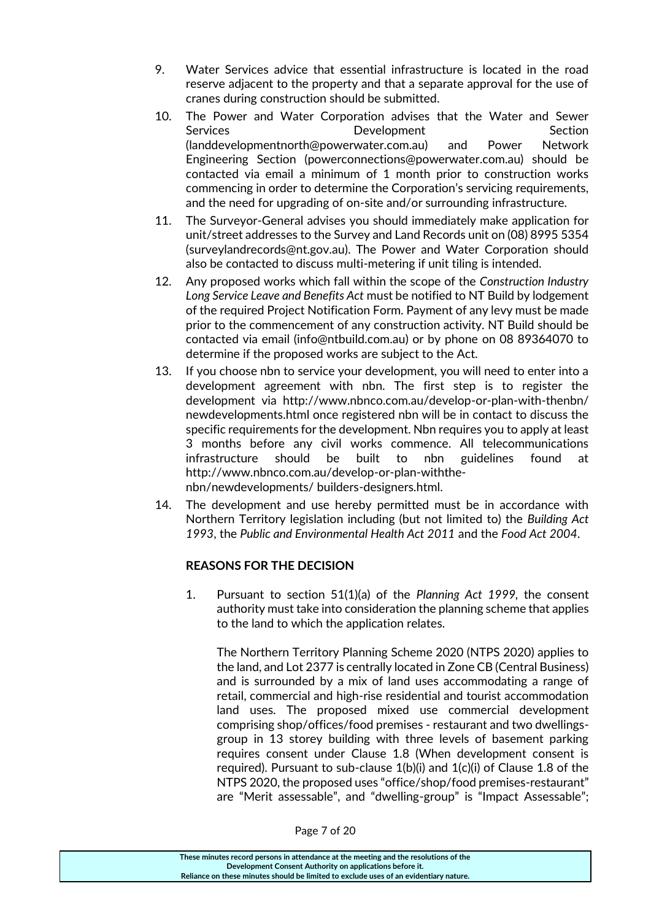9. Water Services advice that essential infrastructure is located in the road reserve adjacent to the property and that a separate approval for the use of cranes during construction should be submitted.

10. The Power and Water Corporation advises that the Water and Sewer Services Development Section (landdevelopmentnorth@powerwater.com.au) and Power Network Engineering Section (powerconnections@powerwater.com.au) should be contacted via email a minimum of 1 month prior to construction works commencing in order to determine the Corporation's servicing requirements, and the need for upgrading of on-site and/or surrounding infrastructure.

11. The Surveyor-General advises you should immediately make application for unit/street addresses to the Survey and Land Records unit on (08) 8995 5354 (surveylandrecords@nt.gov.au). The Power and Water Corporation should also be contacted to discuss multi-metering if unit tiling is intended.

12. Any proposed works which fall within the scope of the *Construction Industry Long Service Leave and Benefits Act* must be notified to NT Build by lodgement of the required Project Notification Form. Payment of any levy must be made prior to the commencement of any construction activity. NT Build should be contacted via email (info@ntbuild.com.au) or by phone on 08 89364070 to determine if the proposed works are subject to the Act.

13. If you choose nbn to service your development, you will need to enter into a development agreement with nbn. The first step is to register the development via http://www.nbnco.com.au/develop-or-plan-with-thenbn/newdevelopments.html once registered nbn will be in contact to discuss the specific requirements for the development. Nbn requires you to apply at least 3 months before any civil works commence. All telecommunications infrastructure should be built to nbn guidelines found at http://www.nbnco.com.au/develop-or-plan-withthe-nbn/newdevelopments/ builders-designers.html.

14. The development and use hereby permitted must be in accordance with Northern Territory legislation including (but not limited to) the *Building Act 1993*, the *Public and Environmental Health Act 2011* and the *Food Act 2004*.

**REASONS FOR THE DECISION**

1. Pursuant to section 51(1)(a) of the *Planning Act 1999*, the consent authority must take into consideration the planning scheme that applies to the land to which the application relates.

   The Northern Territory Planning Scheme 2020 (NTPS 2020) applies to the land, and Lot 2377 is centrally located in Zone CB (Central Business) and is surrounded by a mix of land uses accommodating a range of retail, commercial and high-rise residential and tourist accommodation land uses. The proposed mixed use commercial development comprising shop/offices/food premises - restaurant and two dwellings-group in 13 storey building with three levels of basement parking requires consent under Clause 1.8 (When development consent is required). Pursuant to sub-clause 1(b)(i) and 1(c)(i) of Clause 1.8 of the NTPS 2020, the proposed uses "office/shop/food premises-restaurant" are "Merit assessable", and "dwelling-group" is "Impact Assessable";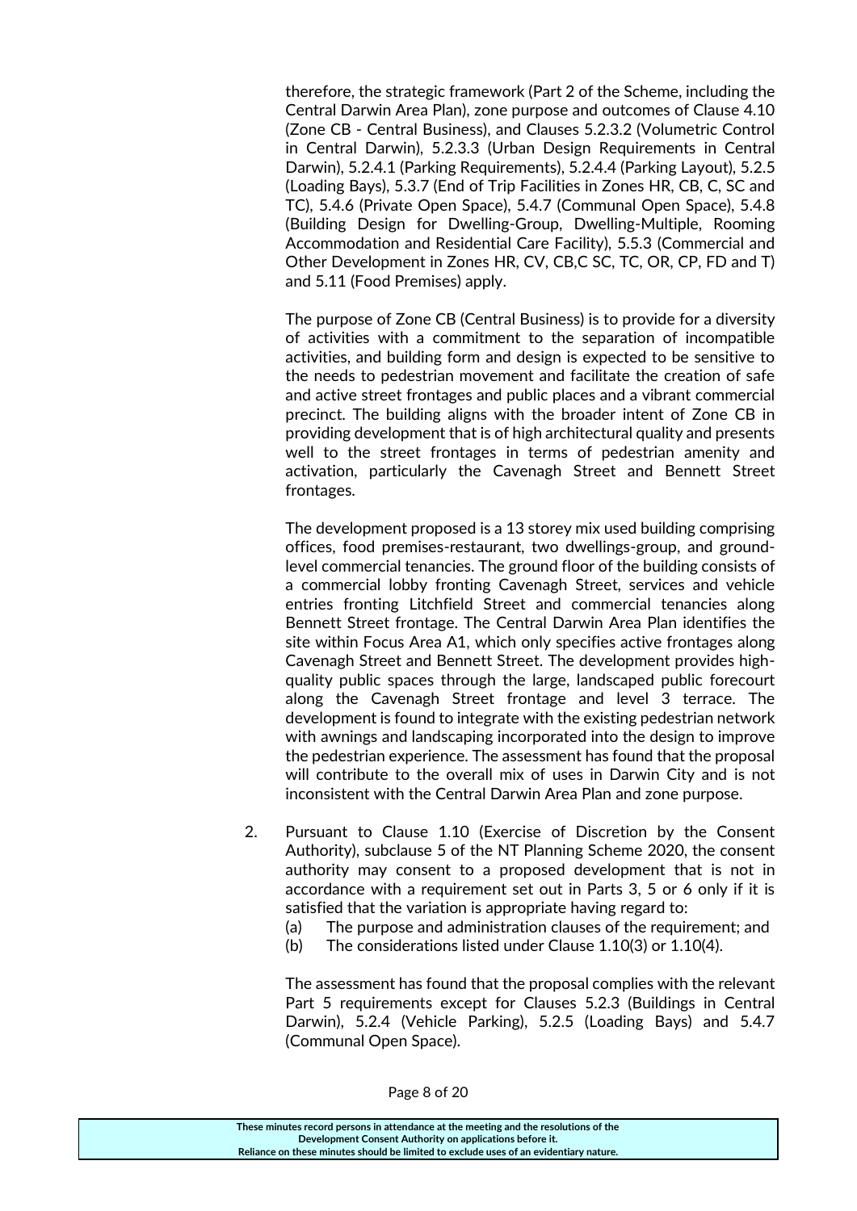therefore, the strategic framework (Part 2 of the Scheme, including the Central Darwin Area Plan), zone purpose and outcomes of Clause 4.10 (Zone CB - Central Business), and Clauses 5.2.3.2 (Volumetric Control in Central Darwin), 5.2.3.3 (Urban Design Requirements in Central Darwin), 5.2.4.1 (Parking Requirements), 5.2.4.4 (Parking Layout), 5.2.5 (Loading Bays), 5.3.7 (End of Trip Facilities in Zones HR, CB, C, SC and TC), 5.4.6 (Private Open Space), 5.4.7 (Communal Open Space), 5.4.8 (Building Design for Dwelling-Group, Dwelling-Multiple, Rooming Accommodation and Residential Care Facility), 5.5.3 (Commercial and Other Development in Zones HR, CV, CB,C SC, TC, OR, CP, FD and T) and 5.11 (Food Premises) apply.

The purpose of Zone CB (Central Business) is to provide for a diversity of activities with a commitment to the separation of incompatible activities, and building form and design is expected to be sensitive to the needs to pedestrian movement and facilitate the creation of safe and active street frontages and public places and a vibrant commercial precinct. The building aligns with the broader intent of Zone CB in providing development that is of high architectural quality and presents well to the street frontages in terms of pedestrian amenity and activation, particularly the Cavenagh Street and Bennett Street frontages.

The development proposed is a 13 storey mix used building comprising offices, food premises-restaurant, two dwellings-group, and ground-level commercial tenancies. The ground floor of the building consists of a commercial lobby fronting Cavenagh Street, services and vehicle entries fronting Litchfield Street and commercial tenancies along Bennett Street frontage. The Central Darwin Area Plan identifies the site within Focus Area A1, which only specifies active frontages along Cavenagh Street and Bennett Street. The development provides high-quality public spaces through the large, landscaped public forecourt along the Cavenagh Street frontage and level 3 terrace. The development is found to integrate with the existing pedestrian network with awnings and landscaping incorporated into the design to improve the pedestrian experience. The assessment has found that the proposal will contribute to the overall mix of uses in Darwin City and is not inconsistent with the Central Darwin Area Plan and zone purpose.

2. Pursuant to Clause 1.10 (Exercise of Discretion by the Consent Authority), subclause 5 of the NT Planning Scheme 2020, the consent authority may consent to a proposed development that is not in accordance with a requirement set out in Parts 3, 5 or 6 only if it is satisfied that the variation is appropriate having regard to:
   (a) The purpose and administration clauses of the requirement; and
   (b) The considerations listed under Clause 1.10(3) or 1.10(4).

   The assessment has found that the proposal complies with the relevant Part 5 requirements except for Clauses 5.2.3 (Buildings in Central Darwin), 5.2.4 (Vehicle Parking), 5.2.5 (Loading Bays) and 5.4.7 (Communal Open Space).

These minutes record persons in attendance at the meeting and the resolutions of the Development Consent Authority on applications before it.
Reliance on these minutes should be limited to exclude uses of an evidentiary nature.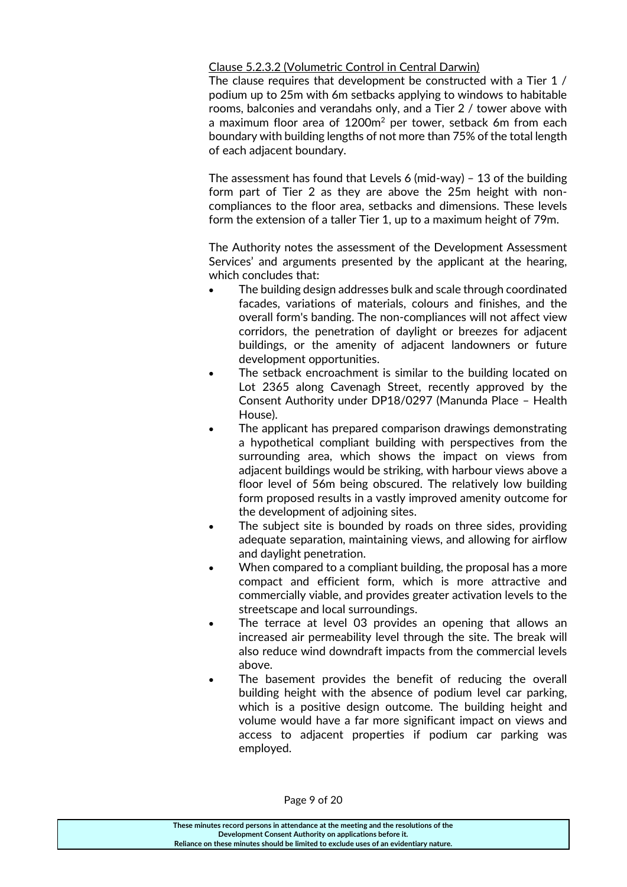<u>Clause 5.2.3.2 (Volumetric Control in Central Darwin)</u>

The clause requires that development be constructed with a Tier 1 / podium up to 25m with 6m setbacks applying to windows to habitable rooms, balconies and verandahs only, and a Tier 2 / tower above with a maximum floor area of 1200m$^2$ per tower, setback 6m from each boundary with building lengths of not more than 75% of the total length of each adjacent boundary.

The assessment has found that Levels 6 (mid-way) – 13 of the building form part of Tier 2 as they are above the 25m height with non-compliances to the floor area, setbacks and dimensions. These levels form the extension of a taller Tier 1, up to a maximum height of 79m.

The Authority notes the assessment of the Development Assessment Services' and arguments presented by the applicant at the hearing, which concludes that:

- The building design addresses bulk and scale through coordinated facades, variations of materials, colours and finishes, and the overall form's banding. The non-compliances will not affect view corridors, the penetration of daylight or breezes for adjacent buildings, or the amenity of adjacent landowners or future development opportunities.
- The setback encroachment is similar to the building located on Lot 2365 along Cavenagh Street, recently approved by the Consent Authority under DP18/0297 (Manunda Place – Health House).
- The applicant has prepared comparison drawings demonstrating a hypothetical compliant building with perspectives from the surrounding area, which shows the impact on views from adjacent buildings would be striking, with harbour views above a floor level of 56m being obscured. The relatively low building form proposed results in a vastly improved amenity outcome for the development of adjoining sites.
- The subject site is bounded by roads on three sides, providing adequate separation, maintaining views, and allowing for airflow and daylight penetration.
- When compared to a compliant building, the proposal has a more compact and efficient form, which is more attractive and commercially viable, and provides greater activation levels to the streetscape and local surroundings.
- The terrace at level 03 provides an opening that allows an increased air permeability level through the site. The break will also reduce wind downdraft impacts from the commercial levels above.
- The basement provides the benefit of reducing the overall building height with the absence of podium level car parking, which is a positive design outcome. The building height and volume would have a far more significant impact on views and access to adjacent properties if podium car parking was employed.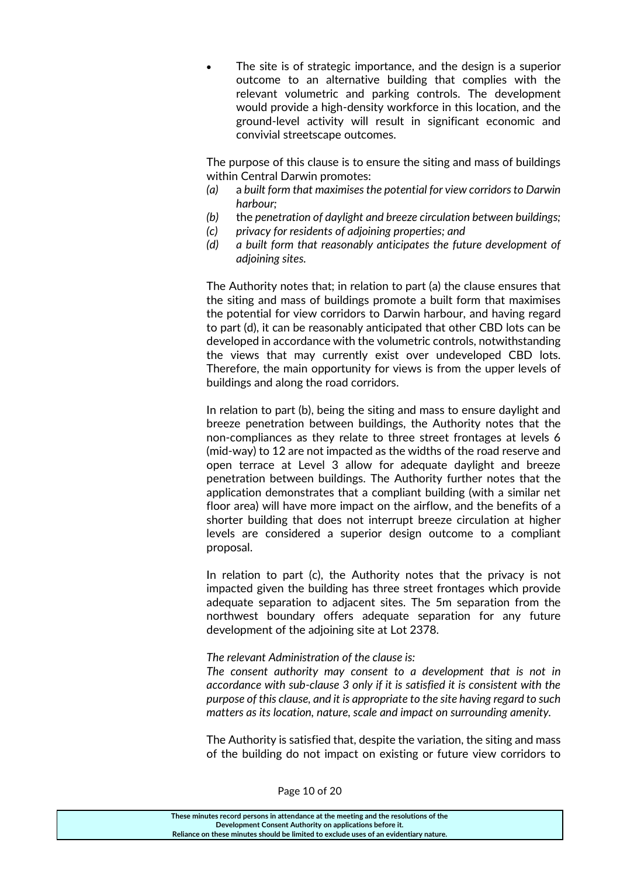- The site is of strategic importance, and the design is a superior outcome to an alternative building that complies with the relevant volumetric and parking controls. The development would provide a high-density workforce in this location, and the ground-level activity will result in significant economic and convivial streetscape outcomes.

The purpose of this clause is to ensure the siting and mass of buildings within Central Darwin promotes:

*(a)* a *built form that maximises the potential for view corridors to Darwin harbour;*
*(b)* the *penetration of daylight and breeze circulation between buildings;*
*(c)* *privacy for residents of adjoining properties; and*
*(d)* *a built form that reasonably anticipates the future development of adjoining sites.*

The Authority notes that; in relation to part (a) the clause ensures that the siting and mass of buildings promote a built form that maximises the potential for view corridors to Darwin harbour, and having regard to part (d), it can be reasonably anticipated that other CBD lots can be developed in accordance with the volumetric controls, notwithstanding the views that may currently exist over undeveloped CBD lots. Therefore, the main opportunity for views is from the upper levels of buildings and along the road corridors.

In relation to part (b), being the siting and mass to ensure daylight and breeze penetration between buildings, the Authority notes that the non-compliances as they relate to three street frontages at levels 6 (mid-way) to 12 are not impacted as the widths of the road reserve and open terrace at Level 3 allow for adequate daylight and breeze penetration between buildings. The Authority further notes that the application demonstrates that a compliant building (with a similar net floor area) will have more impact on the airflow, and the benefits of a shorter building that does not interrupt breeze circulation at higher levels are considered a superior design outcome to a compliant proposal.

In relation to part (c), the Authority notes that the privacy is not impacted given the building has three street frontages which provide adequate separation to adjacent sites. The 5m separation from the northwest boundary offers adequate separation for any future development of the adjoining site at Lot 2378.

*The relevant Administration of the clause is:*
*The consent authority may consent to a development that is not in accordance with sub-clause 3 only if it is satisfied it is consistent with the purpose of this clause, and it is appropriate to the site having regard to such matters as its location, nature, scale and impact on surrounding amenity.*

The Authority is satisfied that, despite the variation, the siting and mass of the building do not impact on existing or future view corridors to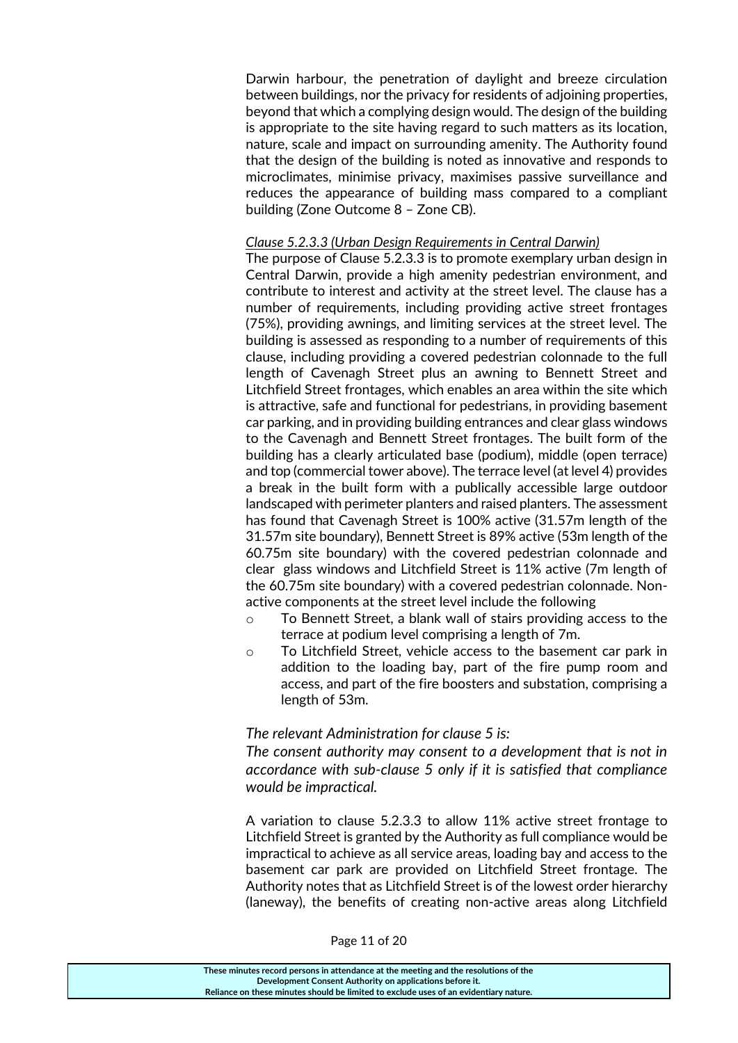Darwin harbour, the penetration of daylight and breeze circulation between buildings, nor the privacy for residents of adjoining properties, beyond that which a complying design would. The design of the building is appropriate to the site having regard to such matters as its location, nature, scale and impact on surrounding amenity. The Authority found that the design of the building is noted as innovative and responds to microclimates, minimise privacy, maximises passive surveillance and reduces the appearance of building mass compared to a compliant building (Zone Outcome 8 – Zone CB).

*Clause 5.2.3.3 (Urban Design Requirements in Central Darwin)*

The purpose of Clause 5.2.3.3 is to promote exemplary urban design in Central Darwin, provide a high amenity pedestrian environment, and contribute to interest and activity at the street level. The clause has a number of requirements, including providing active street frontages (75%), providing awnings, and limiting services at the street level. The building is assessed as responding to a number of requirements of this clause, including providing a covered pedestrian colonnade to the full length of Cavenagh Street plus an awning to Bennett Street and Litchfield Street frontages, which enables an area within the site which is attractive, safe and functional for pedestrians, in providing basement car parking, and in providing building entrances and clear glass windows to the Cavenagh and Bennett Street frontages. The built form of the building has a clearly articulated base (podium), middle (open terrace) and top (commercial tower above). The terrace level (at level 4) provides a break in the built form with a publically accessible large outdoor landscaped with perimeter planters and raised planters. The assessment has found that Cavenagh Street is 100% active (31.57m length of the 31.57m site boundary), Bennett Street is 89% active (53m length of the 60.75m site boundary) with the covered pedestrian colonnade and clear glass windows and Litchfield Street is 11% active (7m length of the 60.75m site boundary) with a covered pedestrian colonnade. Non-active components at the street level include the following

- To Bennett Street, a blank wall of stairs providing access to the terrace at podium level comprising a length of 7m.
- To Litchfield Street, vehicle access to the basement car park in addition to the loading bay, part of the fire pump room and access, and part of the fire boosters and substation, comprising a length of 53m.

*The relevant Administration for clause 5 is:*

*The consent authority may consent to a development that is not in accordance with sub-clause 5 only if it is satisfied that compliance would be impractical.*

A variation to clause 5.2.3.3 to allow 11% active street frontage to Litchfield Street is granted by the Authority as full compliance would be impractical to achieve as all service areas, loading bay and access to the basement car park are provided on Litchfield Street frontage. The Authority notes that as Litchfield Street is of the lowest order hierarchy (laneway), the benefits of creating non-active areas along Litchfield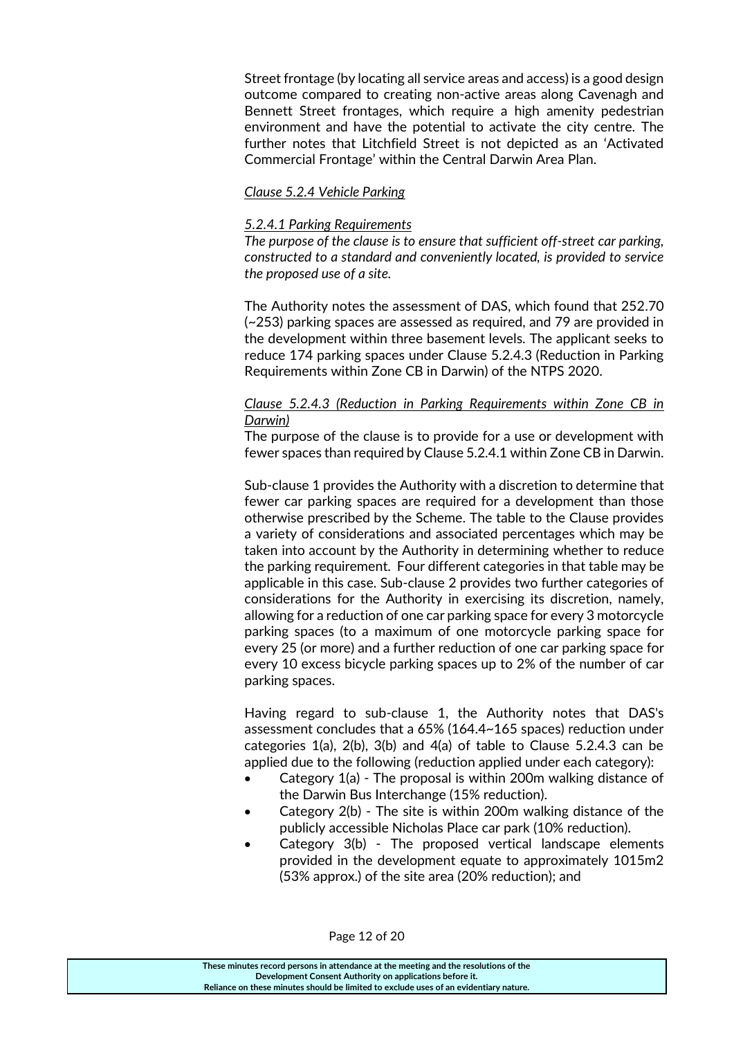Street frontage (by locating all service areas and access) is a good design outcome compared to creating non-active areas along Cavenagh and Bennett Street frontages, which require a high amenity pedestrian environment and have the potential to activate the city centre. The further notes that Litchfield Street is not depicted as an 'Activated Commercial Frontage' within the Central Darwin Area Plan.

*Clause 5.2.4 Vehicle Parking*

*5.2.4.1 Parking Requirements*

*The purpose of the clause is to ensure that sufficient off-street car parking, constructed to a standard and conveniently located, is provided to service the proposed use of a site.*

The Authority notes the assessment of DAS, which found that 252.70 (~253) parking spaces are assessed as required, and 79 are provided in the development within three basement levels. The applicant seeks to reduce 174 parking spaces under Clause 5.2.4.3 (Reduction in Parking Requirements within Zone CB in Darwin) of the NTPS 2020.

*Clause 5.2.4.3 (Reduction in Parking Requirements within Zone CB in Darwin)*

The purpose of the clause is to provide for a use or development with fewer spaces than required by Clause 5.2.4.1 within Zone CB in Darwin.

Sub-clause 1 provides the Authority with a discretion to determine that fewer car parking spaces are required for a development than those otherwise prescribed by the Scheme. The table to the Clause provides a variety of considerations and associated percentages which may be taken into account by the Authority in determining whether to reduce the parking requirement. Four different categories in that table may be applicable in this case. Sub-clause 2 provides two further categories of considerations for the Authority in exercising its discretion, namely, allowing for a reduction of one car parking space for every 3 motorcycle parking spaces (to a maximum of one motorcycle parking space for every 25 (or more) and a further reduction of one car parking space for every 10 excess bicycle parking spaces up to 2% of the number of car parking spaces.

Having regard to sub-clause 1, the Authority notes that DAS's assessment concludes that a 65% (164.4~165 spaces) reduction under categories 1(a), 2(b), 3(b) and 4(a) of table to Clause 5.2.4.3 can be applied due to the following (reduction applied under each category):

- Category 1(a) - The proposal is within 200m walking distance of the Darwin Bus Interchange (15% reduction).
- Category 2(b) - The site is within 200m walking distance of the publicly accessible Nicholas Place car park (10% reduction).
- Category 3(b) - The proposed vertical landscape elements provided in the development equate to approximately 1015m2 (53% approx.) of the site area (20% reduction); and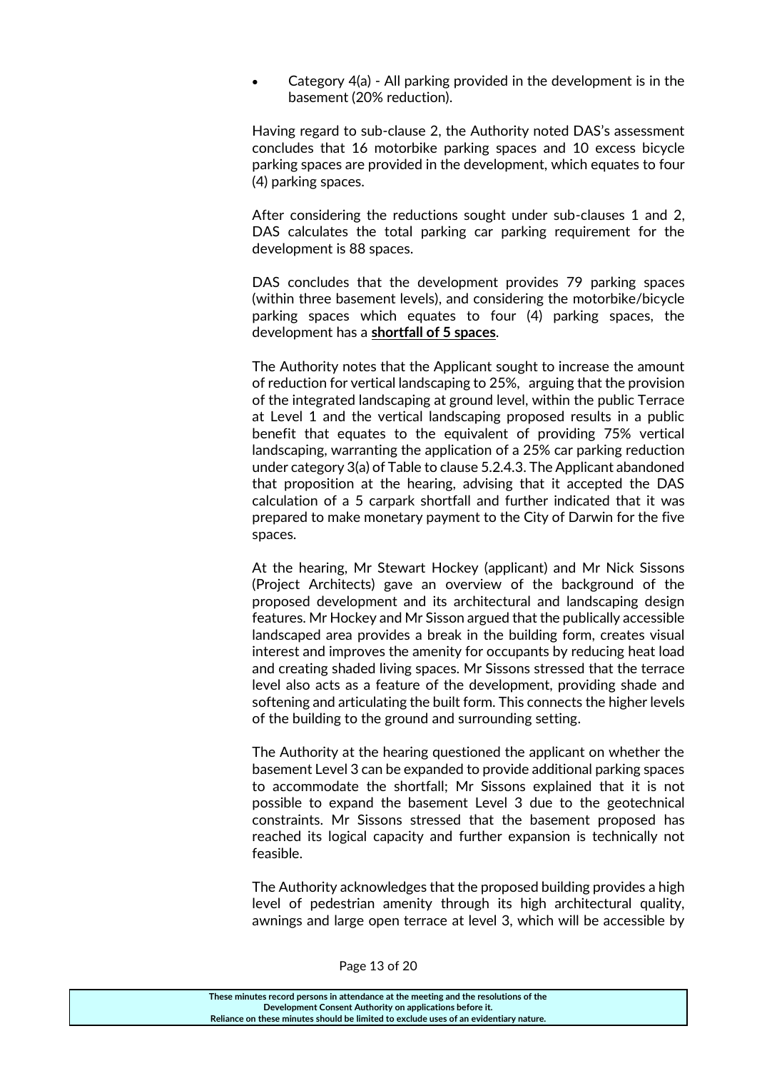- Category 4(a) - All parking provided in the development is in the basement (20% reduction).

Having regard to sub-clause 2, the Authority noted DAS's assessment concludes that 16 motorbike parking spaces and 10 excess bicycle parking spaces are provided in the development, which equates to four (4) parking spaces.

After considering the reductions sought under sub-clauses 1 and 2, DAS calculates the total parking car parking requirement for the development is 88 spaces.

DAS concludes that the development provides 79 parking spaces (within three basement levels), and considering the motorbike/bicycle parking spaces which equates to four (4) parking spaces, the development has a **shortfall of 5 spaces**.

The Authority notes that the Applicant sought to increase the amount of reduction for vertical landscaping to 25%, arguing that the provision of the integrated landscaping at ground level, within the public Terrace at Level 1 and the vertical landscaping proposed results in a public benefit that equates to the equivalent of providing 75% vertical landscaping, warranting the application of a 25% car parking reduction under category 3(a) of Table to clause 5.2.4.3. The Applicant abandoned that proposition at the hearing, advising that it accepted the DAS calculation of a 5 carpark shortfall and further indicated that it was prepared to make monetary payment to the City of Darwin for the five spaces.

At the hearing, Mr Stewart Hockey (applicant) and Mr Nick Sissons (Project Architects) gave an overview of the background of the proposed development and its architectural and landscaping design features. Mr Hockey and Mr Sisson argued that the publically accessible landscaped area provides a break in the building form, creates visual interest and improves the amenity for occupants by reducing heat load and creating shaded living spaces. Mr Sissons stressed that the terrace level also acts as a feature of the development, providing shade and softening and articulating the built form. This connects the higher levels of the building to the ground and surrounding setting.

The Authority at the hearing questioned the applicant on whether the basement Level 3 can be expanded to provide additional parking spaces to accommodate the shortfall; Mr Sissons explained that it is not possible to expand the basement Level 3 due to the geotechnical constraints. Mr Sissons stressed that the basement proposed has reached its logical capacity and further expansion is technically not feasible.

The Authority acknowledges that the proposed building provides a high level of pedestrian amenity through its high architectural quality, awnings and large open terrace at level 3, which will be accessible by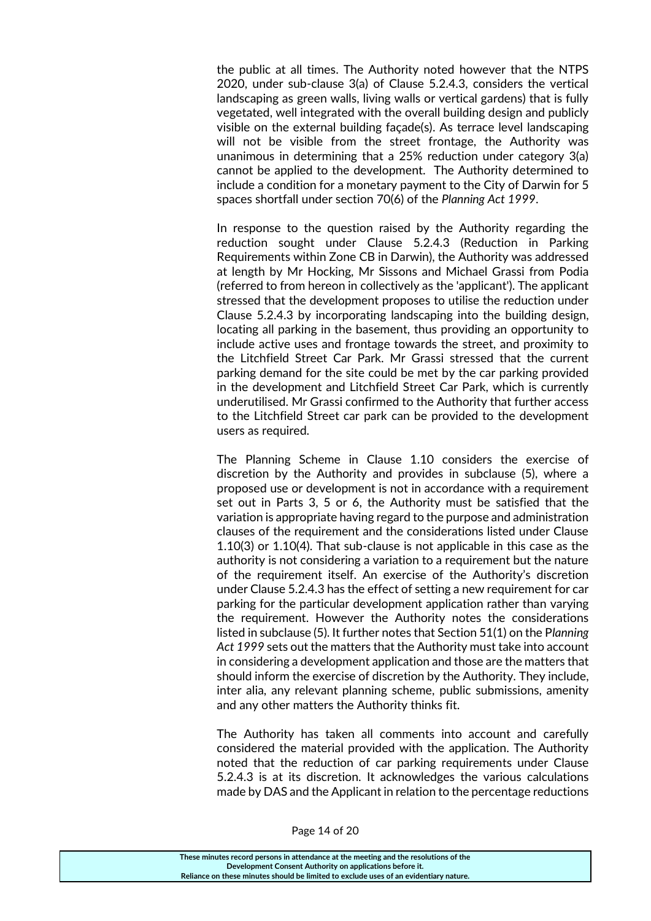the public at all times. The Authority noted however that the NTPS 2020, under sub-clause 3(a) of Clause 5.2.4.3, considers the vertical landscaping as green walls, living walls or vertical gardens) that is fully vegetated, well integrated with the overall building design and publicly visible on the external building façade(s). As terrace level landscaping will not be visible from the street frontage, the Authority was unanimous in determining that a 25% reduction under category 3(a) cannot be applied to the development. The Authority determined to include a condition for a monetary payment to the City of Darwin for 5 spaces shortfall under section 70(6) of the *Planning Act 1999*.

In response to the question raised by the Authority regarding the reduction sought under Clause 5.2.4.3 (Reduction in Parking Requirements within Zone CB in Darwin), the Authority was addressed at length by Mr Hocking, Mr Sissons and Michael Grassi from Podia (referred to from hereon in collectively as the 'applicant'). The applicant stressed that the development proposes to utilise the reduction under Clause 5.2.4.3 by incorporating landscaping into the building design, locating all parking in the basement, thus providing an opportunity to include active uses and frontage towards the street, and proximity to the Litchfield Street Car Park. Mr Grassi stressed that the current parking demand for the site could be met by the car parking provided in the development and Litchfield Street Car Park, which is currently underutilised. Mr Grassi confirmed to the Authority that further access to the Litchfield Street car park can be provided to the development users as required.

The Planning Scheme in Clause 1.10 considers the exercise of discretion by the Authority and provides in subclause (5), where a proposed use or development is not in accordance with a requirement set out in Parts 3, 5 or 6, the Authority must be satisfied that the variation is appropriate having regard to the purpose and administration clauses of the requirement and the considerations listed under Clause 1.10(3) or 1.10(4). That sub-clause is not applicable in this case as the authority is not considering a variation to a requirement but the nature of the requirement itself. An exercise of the Authority's discretion under Clause 5.2.4.3 has the effect of setting a new requirement for car parking for the particular development application rather than varying the requirement. However the Authority notes the considerations listed in subclause (5). It further notes that Section 51(1) on the P*lanning Act 1999* sets out the matters that the Authority must take into account in considering a development application and those are the matters that should inform the exercise of discretion by the Authority. They include, inter alia, any relevant planning scheme, public submissions, amenity and any other matters the Authority thinks fit.

The Authority has taken all comments into account and carefully considered the material provided with the application. The Authority noted that the reduction of car parking requirements under Clause 5.2.4.3 is at its discretion. It acknowledges the various calculations made by DAS and the Applicant in relation to the percentage reductions

**These minutes record persons in attendance at the meeting and the resolutions of the Development Consent Authority on applications before it. Reliance on these minutes should be limited to exclude uses of an evidentiary nature.**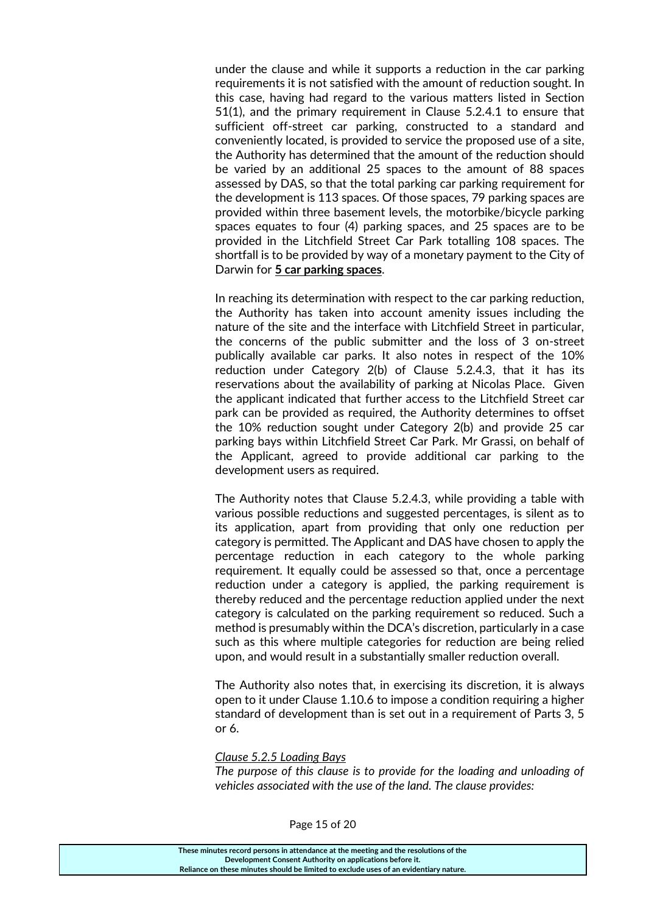under the clause and while it supports a reduction in the car parking requirements it is not satisfied with the amount of reduction sought. In this case, having had regard to the various matters listed in Section 51(1), and the primary requirement in Clause 5.2.4.1 to ensure that sufficient off-street car parking, constructed to a standard and conveniently located, is provided to service the proposed use of a site, the Authority has determined that the amount of the reduction should be varied by an additional 25 spaces to the amount of 88 spaces assessed by DAS, so that the total parking car parking requirement for the development is 113 spaces. Of those spaces, 79 parking spaces are provided within three basement levels, the motorbike/bicycle parking spaces equates to four (4) parking spaces, and 25 spaces are to be provided in the Litchfield Street Car Park totalling 108 spaces. The shortfall is to be provided by way of a monetary payment to the City of Darwin for **5 car parking spaces**.

In reaching its determination with respect to the car parking reduction, the Authority has taken into account amenity issues including the nature of the site and the interface with Litchfield Street in particular, the concerns of the public submitter and the loss of 3 on-street publically available car parks. It also notes in respect of the 10% reduction under Category 2(b) of Clause 5.2.4.3, that it has its reservations about the availability of parking at Nicolas Place. Given the applicant indicated that further access to the Litchfield Street car park can be provided as required, the Authority determines to offset the 10% reduction sought under Category 2(b) and provide 25 car parking bays within Litchfield Street Car Park. Mr Grassi, on behalf of the Applicant, agreed to provide additional car parking to the development users as required.

The Authority notes that Clause 5.2.4.3, while providing a table with various possible reductions and suggested percentages, is silent as to its application, apart from providing that only one reduction per category is permitted. The Applicant and DAS have chosen to apply the percentage reduction in each category to the whole parking requirement. It equally could be assessed so that, once a percentage reduction under a category is applied, the parking requirement is thereby reduced and the percentage reduction applied under the next category is calculated on the parking requirement so reduced. Such a method is presumably within the DCA's discretion, particularly in a case such as this where multiple categories for reduction are being relied upon, and would result in a substantially smaller reduction overall.

The Authority also notes that, in exercising its discretion, it is always open to it under Clause 1.10.6 to impose a condition requiring a higher standard of development than is set out in a requirement of Parts 3, 5 or 6.

*Clause 5.2.5 Loading Bays*

*The purpose of this clause is to provide for the loading and unloading of vehicles associated with the use of the land. The clause provides:*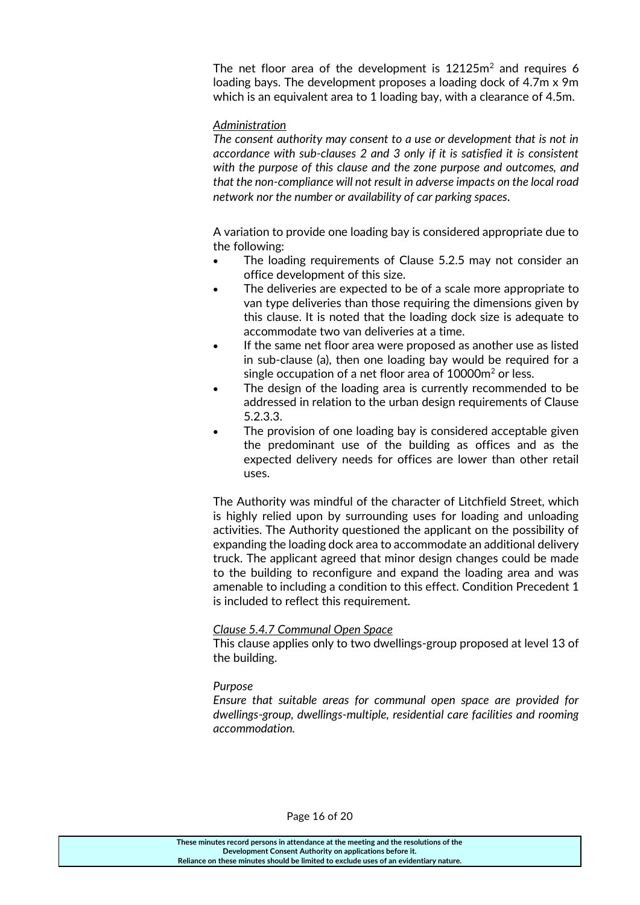The net floor area of the development is 12125m$^2$ and requires 6 loading bays. The development proposes a loading dock of 4.7m x 9m which is an equivalent area to 1 loading bay, with a clearance of 4.5m.

<u>*Administration*</u>

*The consent authority may consent to a use or development that is not in accordance with sub-clauses 2 and 3 only if it is satisfied it is consistent with the purpose of this clause and the zone purpose and outcomes, and that the non-compliance will not result in adverse impacts on the local road network nor the number or availability of car parking spaces.*

A variation to provide one loading bay is considered appropriate due to the following:

- The loading requirements of Clause 5.2.5 may not consider an office development of this size.
- The deliveries are expected to be of a scale more appropriate to van type deliveries than those requiring the dimensions given by this clause. It is noted that the loading dock size is adequate to accommodate two van deliveries at a time.
- If the same net floor area were proposed as another use as listed in sub-clause (a), then one loading bay would be required for a single occupation of a net floor area of 10000m$^2$ or less.
- The design of the loading area is currently recommended to be addressed in relation to the urban design requirements of Clause 5.2.3.3.
- The provision of one loading bay is considered acceptable given the predominant use of the building as offices and as the expected delivery needs for offices are lower than other retail uses.

The Authority was mindful of the character of Litchfield Street, which is highly relied upon by surrounding uses for loading and unloading activities. The Authority questioned the applicant on the possibility of expanding the loading dock area to accommodate an additional delivery truck. The applicant agreed that minor design changes could be made to the building to reconfigure and expand the loading area and was amenable to including a condition to this effect. Condition Precedent 1 is included to reflect this requirement.

<u>*Clause 5.4.7 Communal Open Space*</u>

This clause applies only to two dwellings-group proposed at level 13 of the building.

*Purpose*

*Ensure that suitable areas for communal open space are provided for dwellings-group, dwellings-multiple, residential care facilities and rooming accommodation.*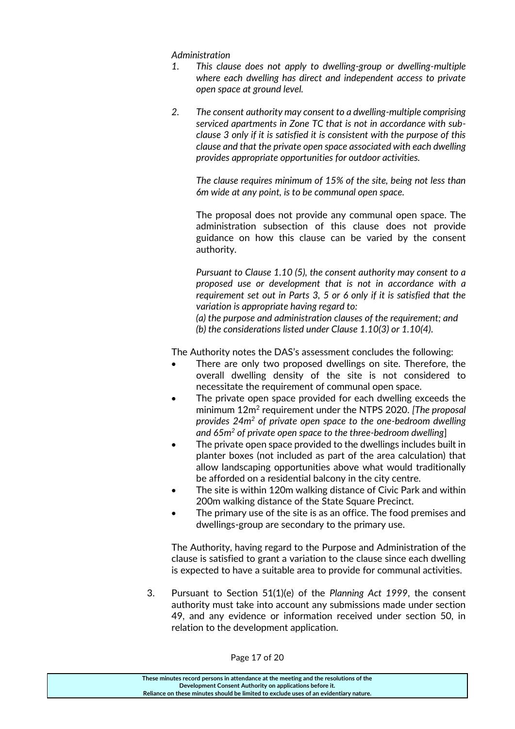*Administration*

1. *This clause does not apply to dwelling-group or dwelling-multiple where each dwelling has direct and independent access to private open space at ground level.*

2. *The consent authority may consent to a dwelling-multiple comprising serviced apartments in Zone TC that is not in accordance with sub-clause 3 only if it is satisfied it is consistent with the purpose of this clause and that the private open space associated with each dwelling provides appropriate opportunities for outdoor activities.*

   *The clause requires minimum of 15% of the site, being not less than 6m wide at any point, is to be communal open space.*

   The proposal does not provide any communal open space. The administration subsection of this clause does not provide guidance on how this clause can be varied by the consent authority.

   *Pursuant to Clause 1.10 (5), the consent authority may consent to a proposed use or development that is not in accordance with a requirement set out in Parts 3, 5 or 6 only if it is satisfied that the variation is appropriate having regard to:*
   *(a) the purpose and administration clauses of the requirement; and*
   *(b) the considerations listed under Clause 1.10(3) or 1.10(4).*

   The Authority notes the DAS's assessment concludes the following:

   - There are only two proposed dwellings on site. Therefore, the overall dwelling density of the site is not considered to necessitate the requirement of communal open space.
   - The private open space provided for each dwelling exceeds the minimum 12m$^2$ requirement under the NTPS 2020. *[The proposal provides 24m$^2$ of private open space to the one-bedroom dwelling and 65m$^2$ of private open space to the three-bedroom dwelling*]
   - The private open space provided to the dwellings includes built in planter boxes (not included as part of the area calculation) that allow landscaping opportunities above what would traditionally be afforded on a residential balcony in the city centre.
   - The site is within 120m walking distance of Civic Park and within 200m walking distance of the State Square Precinct.
   - The primary use of the site is as an office. The food premises and dwellings-group are secondary to the primary use.

   The Authority, having regard to the Purpose and Administration of the clause is satisfied to grant a variation to the clause since each dwelling is expected to have a suitable area to provide for communal activities.

3. Pursuant to Section 51(1)(e) of the *Planning Act 1999*, the consent authority must take into account any submissions made under section 49, and any evidence or information received under section 50, in relation to the development application.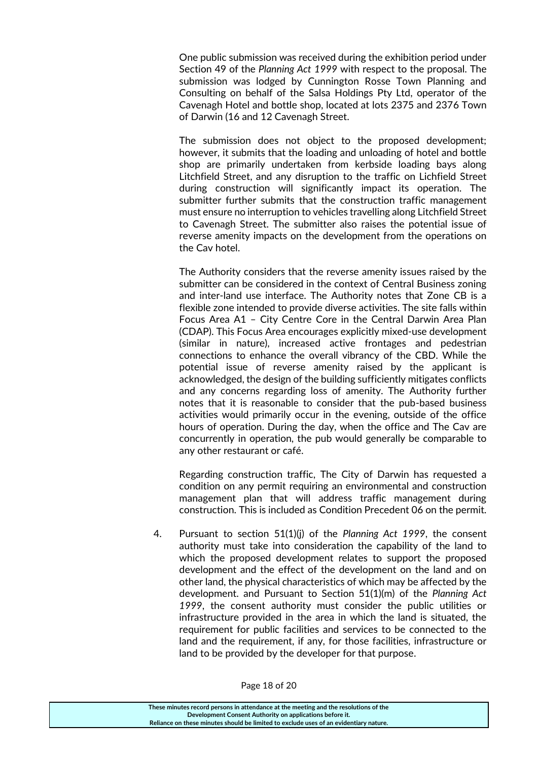One public submission was received during the exhibition period under Section 49 of the *Planning Act 1999* with respect to the proposal. The submission was lodged by Cunnington Rosse Town Planning and Consulting on behalf of the Salsa Holdings Pty Ltd, operator of the Cavenagh Hotel and bottle shop, located at lots 2375 and 2376 Town of Darwin (16 and 12 Cavenagh Street.

The submission does not object to the proposed development; however, it submits that the loading and unloading of hotel and bottle shop are primarily undertaken from kerbside loading bays along Litchfield Street, and any disruption to the traffic on Lichfield Street during construction will significantly impact its operation. The submitter further submits that the construction traffic management must ensure no interruption to vehicles travelling along Litchfield Street to Cavenagh Street. The submitter also raises the potential issue of reverse amenity impacts on the development from the operations on the Cav hotel.

The Authority considers that the reverse amenity issues raised by the submitter can be considered in the context of Central Business zoning and inter-land use interface. The Authority notes that Zone CB is a flexible zone intended to provide diverse activities. The site falls within Focus Area A1 – City Centre Core in the Central Darwin Area Plan (CDAP). This Focus Area encourages explicitly mixed-use development (similar in nature), increased active frontages and pedestrian connections to enhance the overall vibrancy of the CBD. While the potential issue of reverse amenity raised by the applicant is acknowledged, the design of the building sufficiently mitigates conflicts and any concerns regarding loss of amenity. The Authority further notes that it is reasonable to consider that the pub-based business activities would primarily occur in the evening, outside of the office hours of operation. During the day, when the office and The Cav are concurrently in operation, the pub would generally be comparable to any other restaurant or café.

Regarding construction traffic, The City of Darwin has requested a condition on any permit requiring an environmental and construction management plan that will address traffic management during construction. This is included as Condition Precedent 06 on the permit.

4. Pursuant to section 51(1)(j) of the *Planning Act 1999*, the consent authority must take into consideration the capability of the land to which the proposed development relates to support the proposed development and the effect of the development on the land and on other land, the physical characteristics of which may be affected by the development. and Pursuant to Section 51(1)(m) of the *Planning Act 1999*, the consent authority must consider the public utilities or infrastructure provided in the area in which the land is situated, the requirement for public facilities and services to be connected to the land and the requirement, if any, for those facilities, infrastructure or land to be provided by the developer for that purpose.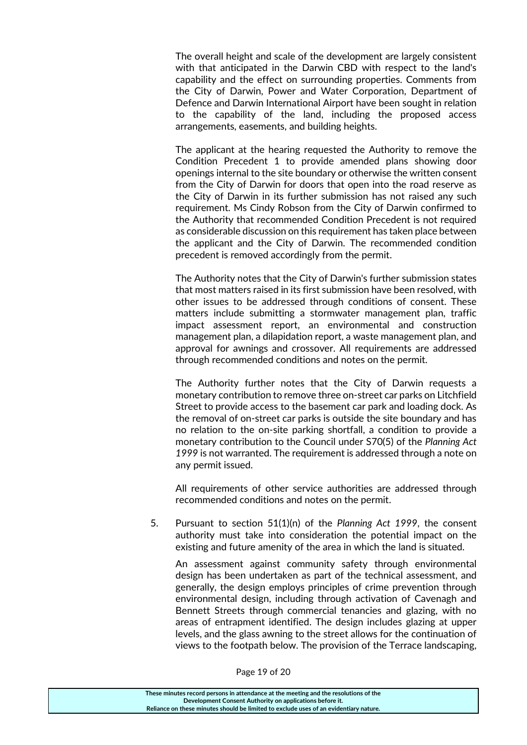The overall height and scale of the development are largely consistent with that anticipated in the Darwin CBD with respect to the land's capability and the effect on surrounding properties. Comments from the City of Darwin, Power and Water Corporation, Department of Defence and Darwin International Airport have been sought in relation to the capability of the land, including the proposed access arrangements, easements, and building heights.

The applicant at the hearing requested the Authority to remove the Condition Precedent 1 to provide amended plans showing door openings internal to the site boundary or otherwise the written consent from the City of Darwin for doors that open into the road reserve as the City of Darwin in its further submission has not raised any such requirement. Ms Cindy Robson from the City of Darwin confirmed to the Authority that recommended Condition Precedent is not required as considerable discussion on this requirement has taken place between the applicant and the City of Darwin. The recommended condition precedent is removed accordingly from the permit.

The Authority notes that the City of Darwin's further submission states that most matters raised in its first submission have been resolved, with other issues to be addressed through conditions of consent. These matters include submitting a stormwater management plan, traffic impact assessment report, an environmental and construction management plan, a dilapidation report, a waste management plan, and approval for awnings and crossover. All requirements are addressed through recommended conditions and notes on the permit.

The Authority further notes that the City of Darwin requests a monetary contribution to remove three on-street car parks on Litchfield Street to provide access to the basement car park and loading dock. As the removal of on-street car parks is outside the site boundary and has no relation to the on-site parking shortfall, a condition to provide a monetary contribution to the Council under S70(5) of the *Planning Act 1999* is not warranted. The requirement is addressed through a note on any permit issued.

All requirements of other service authorities are addressed through recommended conditions and notes on the permit.

5. Pursuant to section 51(1)(n) of the *Planning Act 1999*, the consent authority must take into consideration the potential impact on the existing and future amenity of the area in which the land is situated.

   An assessment against community safety through environmental design has been undertaken as part of the technical assessment, and generally, the design employs principles of crime prevention through environmental design, including through activation of Cavenagh and Bennett Streets through commercial tenancies and glazing, with no areas of entrapment identified. The design includes glazing at upper levels, and the glass awning to the street allows for the continuation of views to the footpath below. The provision of the Terrace landscaping,

These minutes record persons in attendance at the meeting and the resolutions of the Development Consent Authority on applications before it.
Reliance on these minutes should be limited to exclude uses of an evidentiary nature.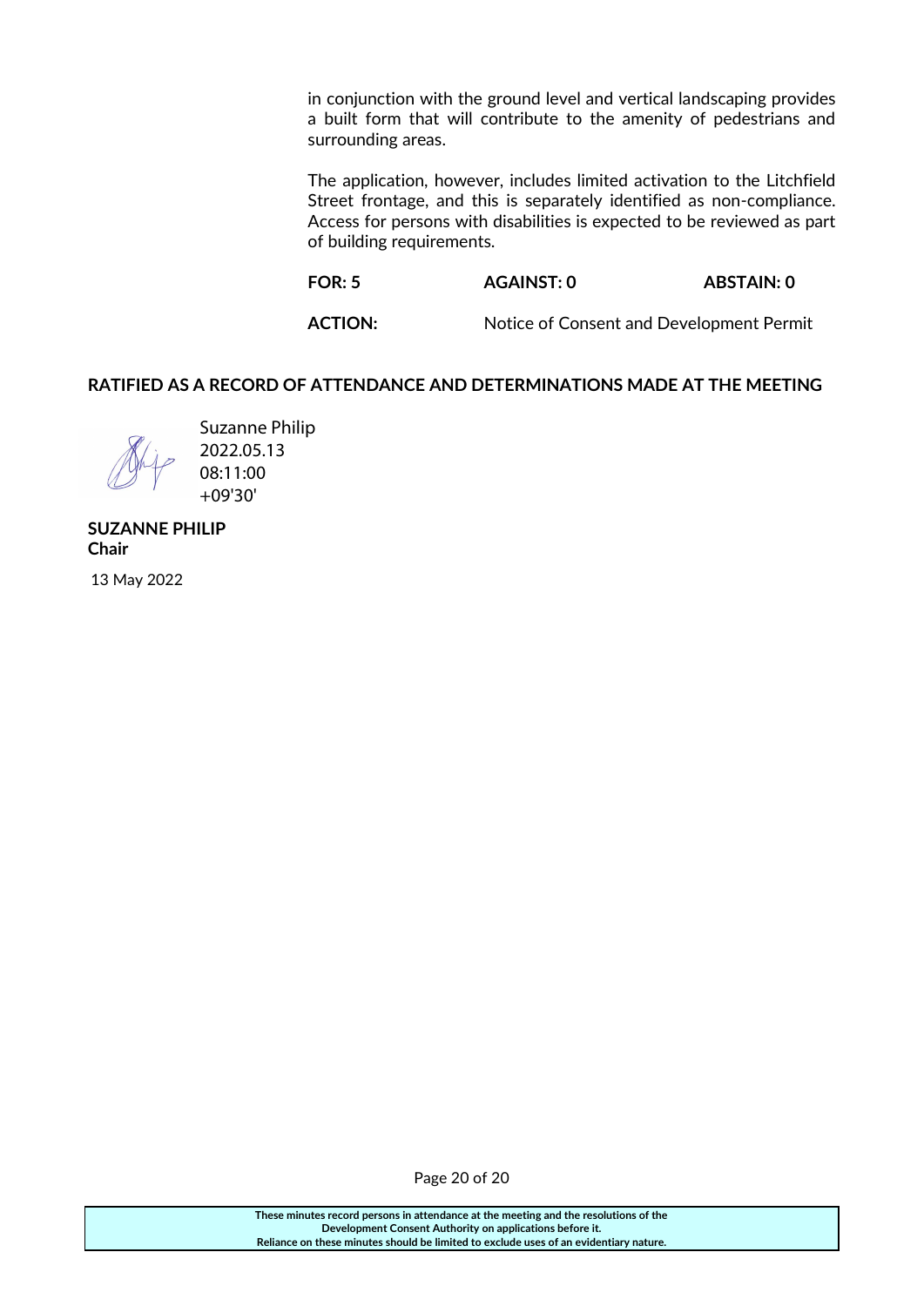in conjunction with the ground level and vertical landscaping provides a built form that will contribute to the amenity of pedestrians and surrounding areas.

The application, however, includes limited activation to the Litchfield Street frontage, and this is separately identified as non-compliance. Access for persons with disabilities is expected to be reviewed as part of building requirements.

**FOR: 5** **AGAINST: 0** **ABSTAIN: 0**

**ACTION:** Notice of Consent and Development Permit

**RATIFIED AS A RECORD OF ATTENDANCE AND DETERMINATIONS MADE AT THE MEETING**

Suzanne Philip
2022.05.13
08:11:00
+09'30'

**SUZANNE PHILIP**
**Chair**

13 May 2022

These minutes record persons in attendance at the meeting and the resolutions of the Development Consent Authority on applications before it.
Reliance on these minutes should be limited to exclude uses of an evidentiary nature.